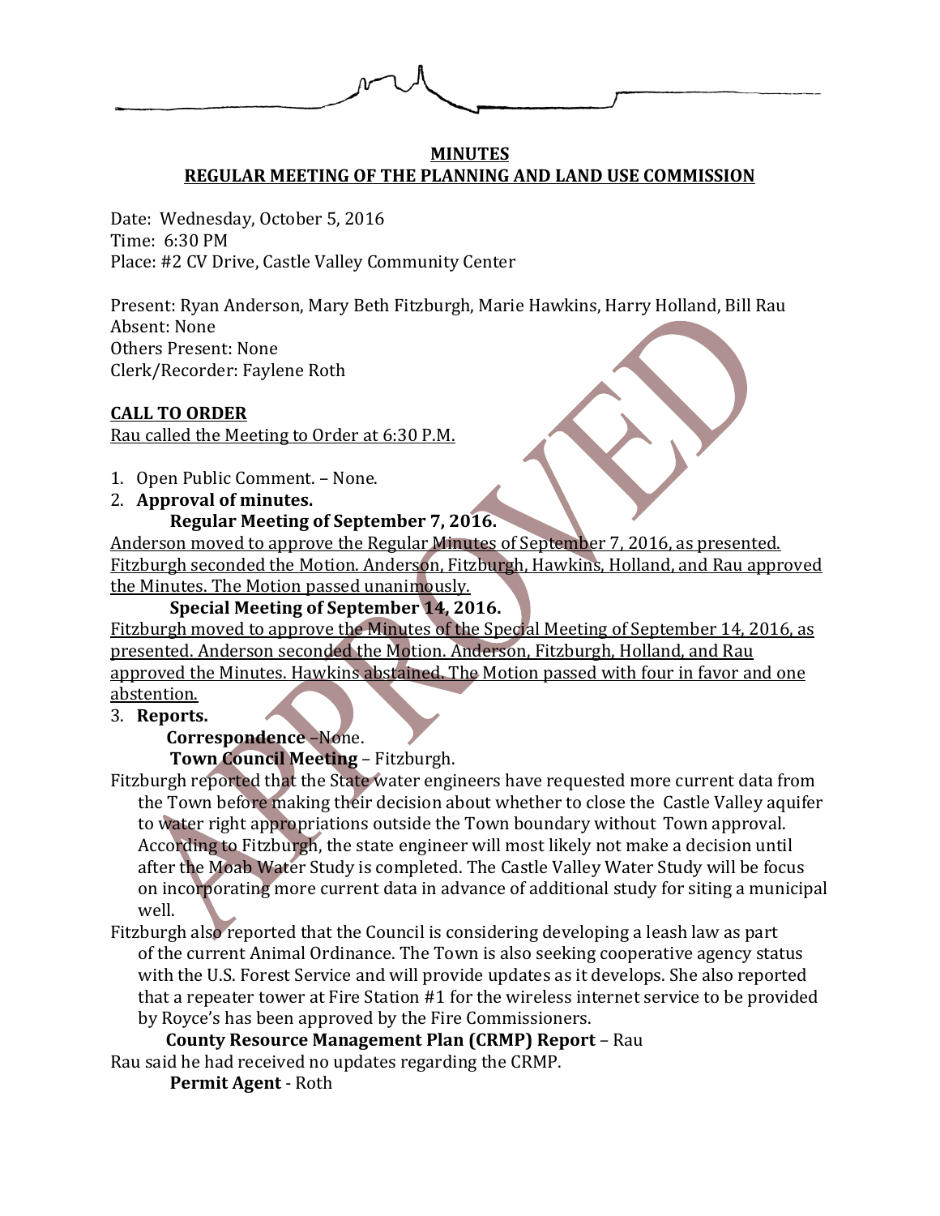**MINUTES**
**REGULAR MEETING OF THE PLANNING AND LAND USE COMMISSION**

Date: Wednesday, October 5, 2016
Time: 6:30 PM
Place: #2 CV Drive, Castle Valley Community Center

Present: Ryan Anderson, Mary Beth Fitzburgh, Marie Hawkins, Harry Holland, Bill Rau
Absent: None
Others Present: None
Clerk/Recorder: Faylene Roth

**CALL TO ORDER**
Rau called the Meeting to Order at 6:30 P.M.

1. Open Public Comment. – None.
2. **Approval of minutes.**

   **Regular Meeting of September 7, 2016.**

Anderson moved to approve the Regular Minutes of September 7, 2016, as presented. Fitzburgh seconded the Motion. Anderson, Fitzburgh, Hawkins, Holland, and Rau approved the Minutes. The Motion passed unanimously.

   **Special Meeting of September 14, 2016.**

Fitzburgh moved to approve the Minutes of the Special Meeting of September 14, 2016, as presented. Anderson seconded the Motion. Anderson, Fitzburgh, Holland, and Rau approved the Minutes. Hawkins abstained. The Motion passed with four in favor and one abstention.

3. **Reports.**

   **Correspondence** –None.

   **Town Council Meeting** – Fitzburgh.

Fitzburgh reported that the State water engineers have requested more current data from the Town before making their decision about whether to close the Castle Valley aquifer to water right appropriations outside the Town boundary without Town approval. According to Fitzburgh, the state engineer will most likely not make a decision until after the Moab Water Study is completed. The Castle Valley Water Study will be focus on incorporating more current data in advance of additional study for siting a municipal well.

Fitzburgh also reported that the Council is considering developing a leash law as part of the current Animal Ordinance. The Town is also seeking cooperative agency status with the U.S. Forest Service and will provide updates as it develops. She also reported that a repeater tower at Fire Station #1 for the wireless internet service to be provided by Royce's has been approved by the Fire Commissioners.

   **County Resource Management Plan (CRMP) Report** – Rau

Rau said he had received no updates regarding the CRMP.

   **Permit Agent** - Roth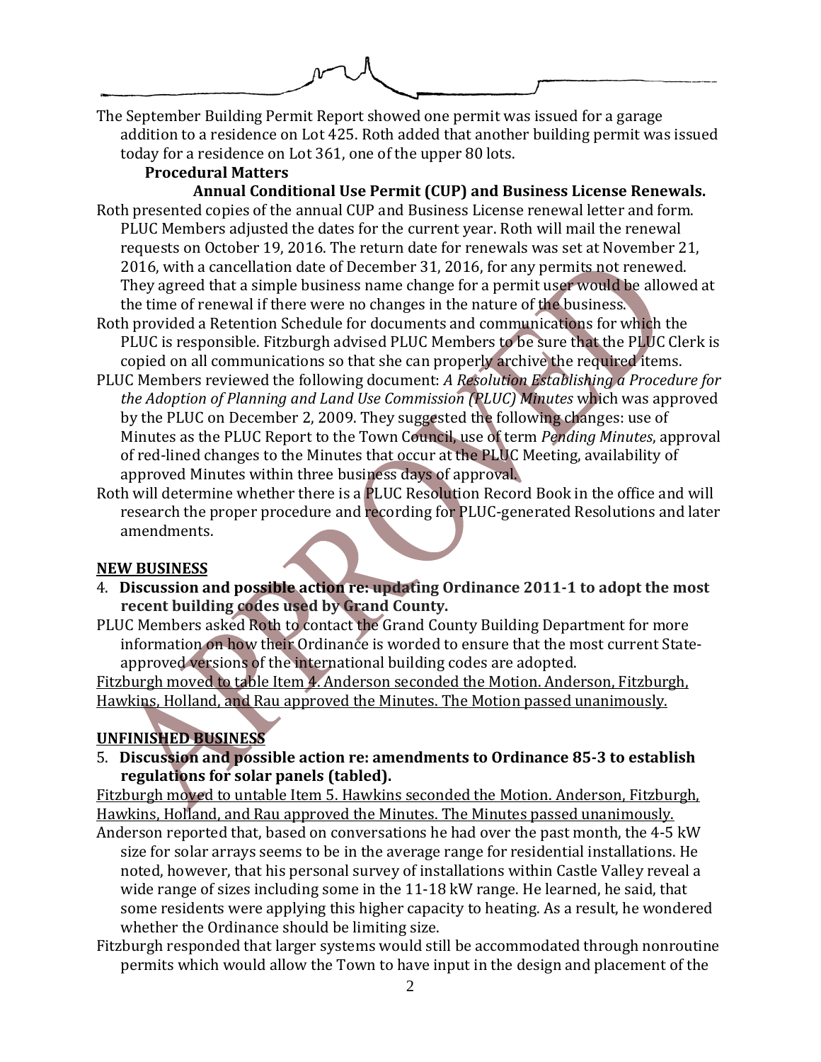The September Building Permit Report showed one permit was issued for a garage addition to a residence on Lot 425. Roth added that another building permit was issued today for a residence on Lot 361, one of the upper 80 lots.

**Procedural Matters**

**Annual Conditional Use Permit (CUP) and Business License Renewals.**

Roth presented copies of the annual CUP and Business License renewal letter and form. PLUC Members adjusted the dates for the current year. Roth will mail the renewal requests on October 19, 2016. The return date for renewals was set at November 21, 2016, with a cancellation date of December 31, 2016, for any permits not renewed. They agreed that a simple business name change for a permit user would be allowed at the time of renewal if there were no changes in the nature of the business.

Roth provided a Retention Schedule for documents and communications for which the PLUC is responsible. Fitzburgh advised PLUC Members to be sure that the PLUC Clerk is copied on all communications so that she can properly archive the required items.

PLUC Members reviewed the following document: *A Resolution Establishing a Procedure for the Adoption of Planning and Land Use Commission (PLUC) Minutes* which was approved by the PLUC on December 2, 2009. They suggested the following changes: use of Minutes as the PLUC Report to the Town Council, use of term *Pending Minutes*, approval of red-lined changes to the Minutes that occur at the PLUC Meeting, availability of approved Minutes within three business days of approval.

Roth will determine whether there is a PLUC Resolution Record Book in the office and will research the proper procedure and recording for PLUC-generated Resolutions and later amendments.

## NEW BUSINESS

4. **Discussion and possible action re: updating Ordinance 2011-1 to adopt the most recent building codes used by Grand County.**

PLUC Members asked Roth to contact the Grand County Building Department for more information on how their Ordinance is worded to ensure that the most current State-approved versions of the international building codes are adopted.

<u>Fitzburgh moved to table Item 4. Anderson seconded the Motion. Anderson, Fitzburgh, Hawkins, Holland, and Rau approved the Minutes. The Motion passed unanimously.</u>

## UNFINISHED BUSINESS

5. **Discussion and possible action re: amendments to Ordinance 85-3 to establish regulations for solar panels (tabled).**

<u>Fitzburgh moved to untable Item 5. Hawkins seconded the Motion. Anderson, Fitzburgh, Hawkins, Holland, and Rau approved the Minutes. The Minutes passed unanimously.</u>

Anderson reported that, based on conversations he had over the past month, the 4-5 kW size for solar arrays seems to be in the average range for residential installations. He noted, however, that his personal survey of installations within Castle Valley reveal a wide range of sizes including some in the 11-18 kW range. He learned, he said, that some residents were applying this higher capacity to heating. As a result, he wondered whether the Ordinance should be limiting size.

Fitzburgh responded that larger systems would still be accommodated through nonroutine permits which would allow the Town to have input in the design and placement of the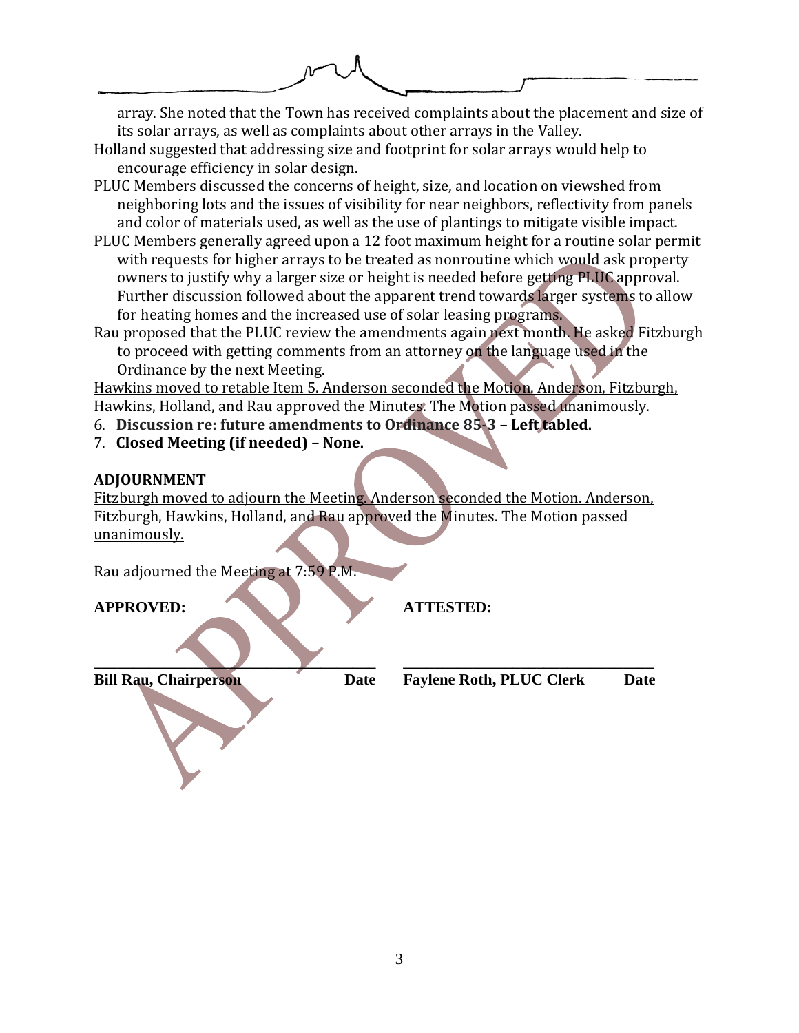array. She noted that the Town has received complaints about the placement and size of its solar arrays, as well as complaints about other arrays in the Valley.

Holland suggested that addressing size and footprint for solar arrays would help to encourage efficiency in solar design.

PLUC Members discussed the concerns of height, size, and location on viewshed from neighboring lots and the issues of visibility for near neighbors, reflectivity from panels and color of materials used, as well as the use of plantings to mitigate visible impact.

PLUC Members generally agreed upon a 12 foot maximum height for a routine solar permit with requests for higher arrays to be treated as nonroutine which would ask property owners to justify why a larger size or height is needed before getting PLUC approval. Further discussion followed about the apparent trend towards larger systems to allow for heating homes and the increased use of solar leasing programs.

Rau proposed that the PLUC review the amendments again next month. He asked Fitzburgh to proceed with getting comments from an attorney on the language used in the Ordinance by the next Meeting.

<u>Hawkins moved to retable Item 5. Anderson seconded the Motion. Anderson, Fitzburgh, Hawkins, Holland, and Rau approved the Minutes. The Motion passed unanimously.</u>

6. **Discussion re: future amendments to Ordinance 85-3 – Left tabled.**
7. **Closed Meeting (if needed) – None.**

**ADJOURNMENT**

<u>Fitzburgh moved to adjourn the Meeting. Anderson seconded the Motion. Anderson, Fitzburgh, Hawkins, Holland, and Rau approved the Minutes. The Motion passed unanimously.</u>

<u>Rau adjourned the Meeting at 7:59 P.M.</u>

**APPROVED:** **ATTESTED:**

\_\_\_\_\_\_\_\_\_\_\_\_\_\_\_\_\_\_\_\_\_\_\_\_\_\_\_\_\_\_\_\_\_\_\_\_ \_\_\_\_\_\_\_\_\_\_\_\_\_\_\_\_\_\_\_\_\_\_\_\_\_\_\_\_\_\_\_\_\_\_\_\_

**Bill Rau, Chairperson Date** **Faylene Roth, PLUC Clerk Date**

APPROVED